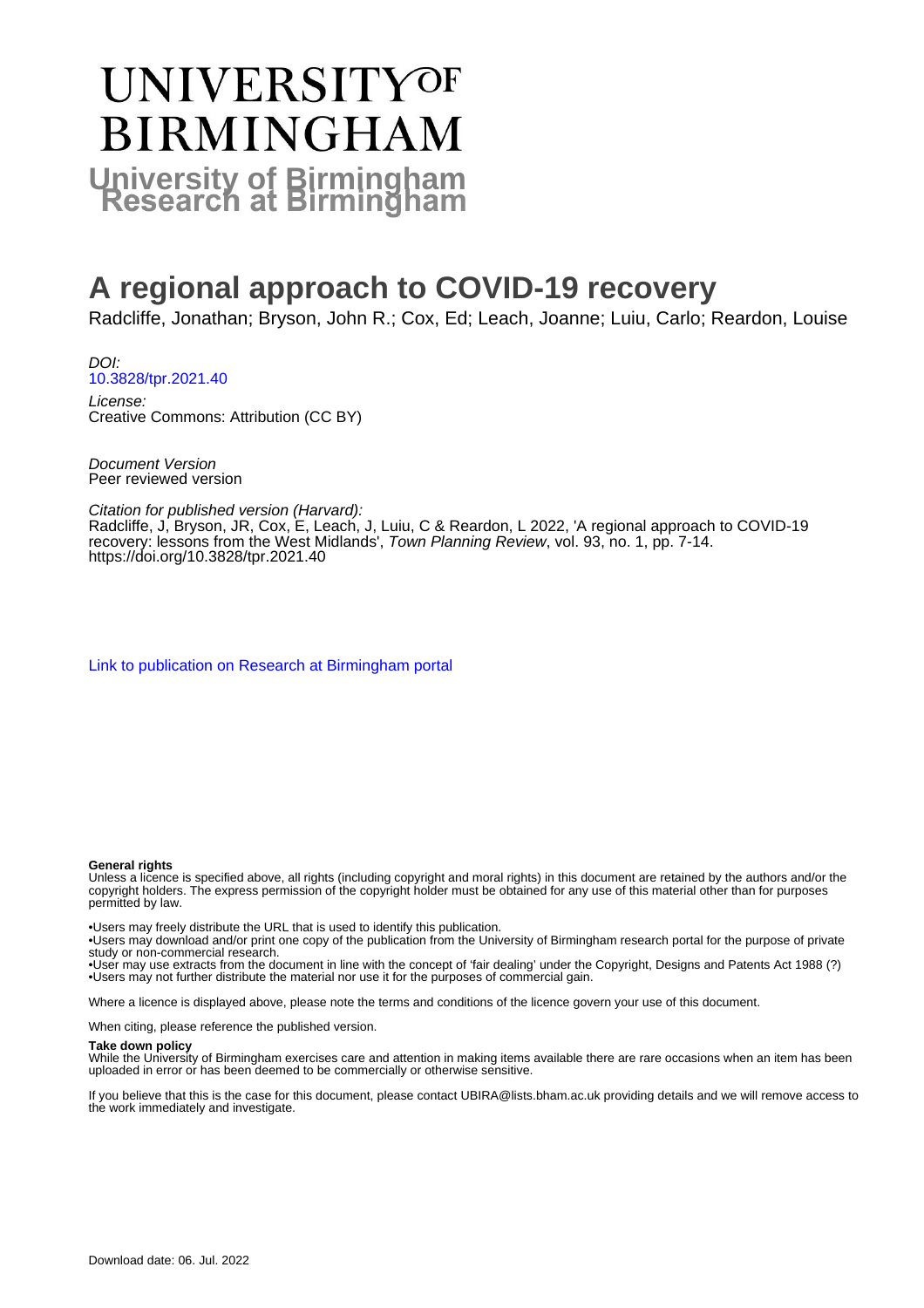# UNIVERSITY OF BIRMINGHAM

**University of Birmingham Research at Birmingham**

# A regional approach to COVID-19 recovery

Radcliffe, Jonathan; Bryson, John R.; Cox, Ed; Leach, Joanne; Luiu, Carlo; Reardon, Louise

*DOI:*
[10.3828/tpr.2021.40](https://doi.org/10.3828/tpr.2021.40)

*License:*
Creative Commons: Attribution (CC BY)

*Document Version*
Peer reviewed version

*Citation for published version (Harvard):*
Radcliffe, J, Bryson, JR, Cox, E, Leach, J, Luiu, C & Reardon, L 2022, 'A regional approach to COVID-19 recovery: lessons from the West Midlands', *Town Planning Review*, vol. 93, no. 1, pp. 7-14. https://doi.org/10.3828/tpr.2021.40

[Link to publication on Research at Birmingham portal](#)

**General rights**
Unless a licence is specified above, all rights (including copyright and moral rights) in this document are retained by the authors and/or the copyright holders. The express permission of the copyright holder must be obtained for any use of this material other than for purposes permitted by law.

•Users may freely distribute the URL that is used to identify this publication.
•Users may download and/or print one copy of the publication from the University of Birmingham research portal for the purpose of private study or non-commercial research.
•User may use extracts from the document in line with the concept of 'fair dealing' under the Copyright, Designs and Patents Act 1988 (?)
•Users may not further distribute the material nor use it for the purposes of commercial gain.

Where a licence is displayed above, please note the terms and conditions of the licence govern your use of this document.

When citing, please reference the published version.

**Take down policy**
While the University of Birmingham exercises care and attention in making items available there are rare occasions when an item has been uploaded in error or has been deemed to be commercially or otherwise sensitive.

If you believe that this is the case for this document, please contact UBIRA@lists.bham.ac.uk providing details and we will remove access to the work immediately and investigate.

Download date: 06. Jul. 2022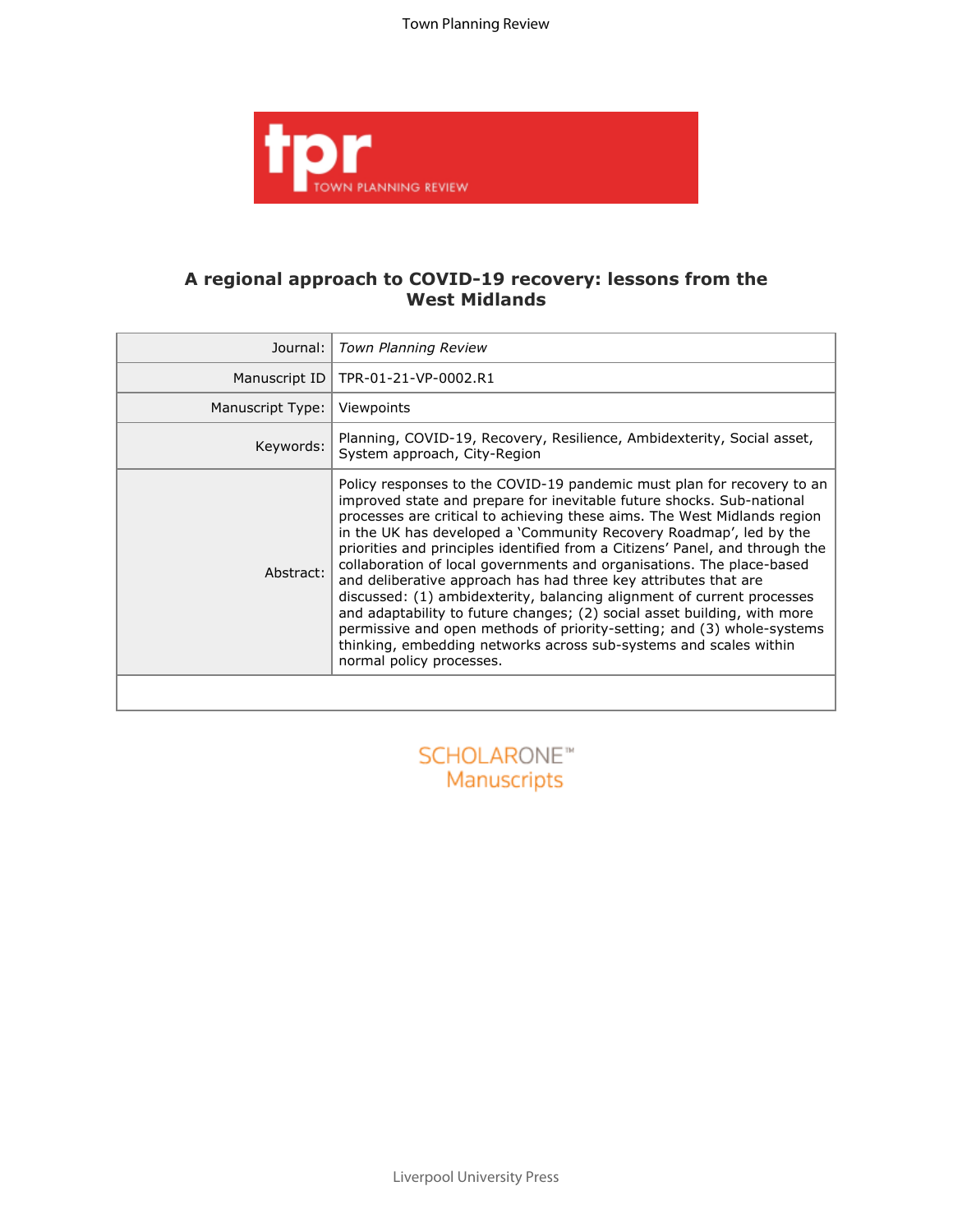# A regional approach to COVID-19 recovery: lessons from the West Midlands

| | |
|---|---|
| Journal: | *Town Planning Review* |
| Manuscript ID | TPR-01-21-VP-0002.R1 |
| Manuscript Type: | Viewpoints |
| Keywords: | Planning, COVID-19, Recovery, Resilience, Ambidexterity, Social asset, System approach, City-Region |
| Abstract: | Policy responses to the COVID-19 pandemic must plan for recovery to an improved state and prepare for inevitable future shocks. Sub-national processes are critical to achieving these aims. The West Midlands region in the UK has developed a 'Community Recovery Roadmap', led by the priorities and principles identified from a Citizens' Panel, and through the collaboration of local governments and organisations. The place-based and deliberative approach has had three key attributes that are discussed: (1) ambidexterity, balancing alignment of current processes and adaptability to future changes; (2) social asset building, with more permissive and open methods of priority-setting; and (3) whole-systems thinking, embedding networks across sub-systems and scales within normal policy processes. |

SCHOLARONE™ Manuscripts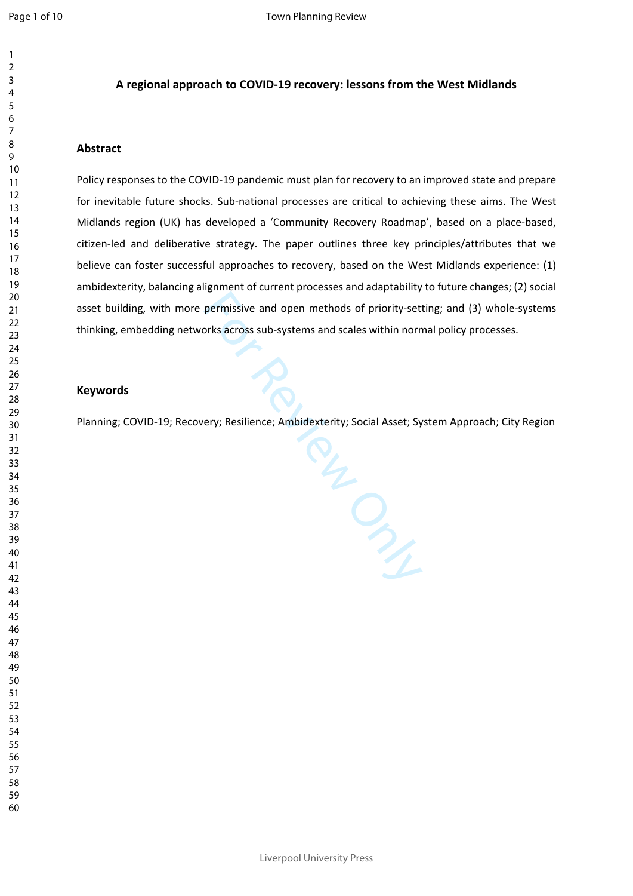**A regional approach to COVID-19 recovery: lessons from the West Midlands**

## Abstract

Policy responses to the COVID-19 pandemic must plan for recovery to an improved state and prepare for inevitable future shocks. Sub-national processes are critical to achieving these aims. The West Midlands region (UK) has developed a 'Community Recovery Roadmap', based on a place-based, citizen-led and deliberative strategy. The paper outlines three key principles/attributes that we believe can foster successful approaches to recovery, based on the West Midlands experience: (1) ambidexterity, balancing alignment of current processes and adaptability to future changes; (2) social asset building, with more permissive and open methods of priority-setting; and (3) whole-systems thinking, embedding networks across sub-systems and scales within normal policy processes.

## Keywords

Planning; COVID-19; Recovery; Resilience; Ambidexterity; Social Asset; System Approach; City Region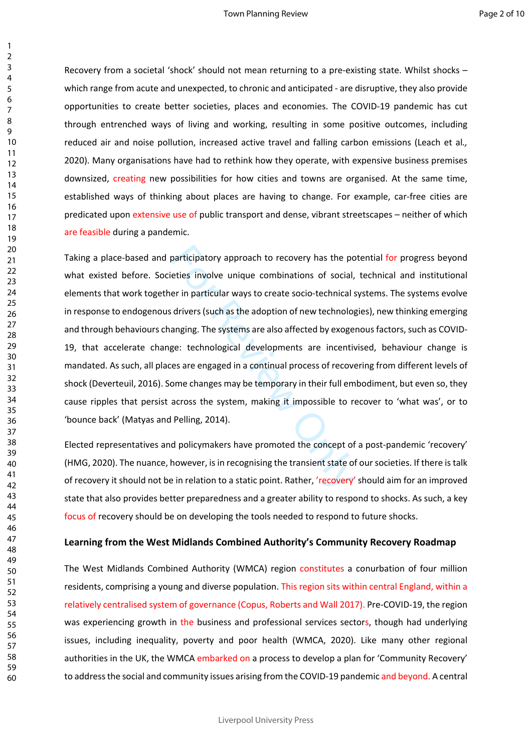Recovery from a societal 'shock' should not mean returning to a pre-existing state. Whilst shocks – which range from acute and unexpected, to chronic and anticipated - are disruptive, they also provide opportunities to create better societies, places and economies. The COVID-19 pandemic has cut through entrenched ways of living and working, resulting in some positive outcomes, including reduced air and noise pollution, increased active travel and falling carbon emissions (Leach et al., 2020). Many organisations have had to rethink how they operate, with expensive business premises downsized, creating new possibilities for how cities and towns are organised. At the same time, established ways of thinking about places are having to change. For example, car-free cities are predicated upon extensive use of public transport and dense, vibrant streetscapes – neither of which are feasible during a pandemic.

Taking a place-based and participatory approach to recovery has the potential for progress beyond what existed before. Societies involve unique combinations of social, technical and institutional elements that work together in particular ways to create socio-technical systems. The systems evolve in response to endogenous drivers (such as the adoption of new technologies), new thinking emerging and through behaviours changing. The systems are also affected by exogenous factors, such as COVID-19, that accelerate change: technological developments are incentivised, behaviour change is mandated. As such, all places are engaged in a continual process of recovering from different levels of shock (Deverteuil, 2016). Some changes may be temporary in their full embodiment, but even so, they cause ripples that persist across the system, making it impossible to recover to 'what was', or to 'bounce back' (Matyas and Pelling, 2014).

Elected representatives and policymakers have promoted the concept of a post-pandemic 'recovery' (HMG, 2020). The nuance, however, is in recognising the transient state of our societies. If there is talk of recovery it should not be in relation to a static point. Rather, 'recovery' should aim for an improved state that also provides better preparedness and a greater ability to respond to shocks. As such, a key focus of recovery should be on developing the tools needed to respond to future shocks.

## Learning from the West Midlands Combined Authority's Community Recovery Roadmap

The West Midlands Combined Authority (WMCA) region constitutes a conurbation of four million residents, comprising a young and diverse population. This region sits within central England, within a relatively centralised system of governance (Copus, Roberts and Wall 2017). Pre-COVID-19, the region was experiencing growth in the business and professional services sectors, though had underlying issues, including inequality, poverty and poor health (WMCA, 2020). Like many other regional authorities in the UK, the WMCA embarked on a process to develop a plan for 'Community Recovery' to address the social and community issues arising from the COVID-19 pandemic and beyond. A central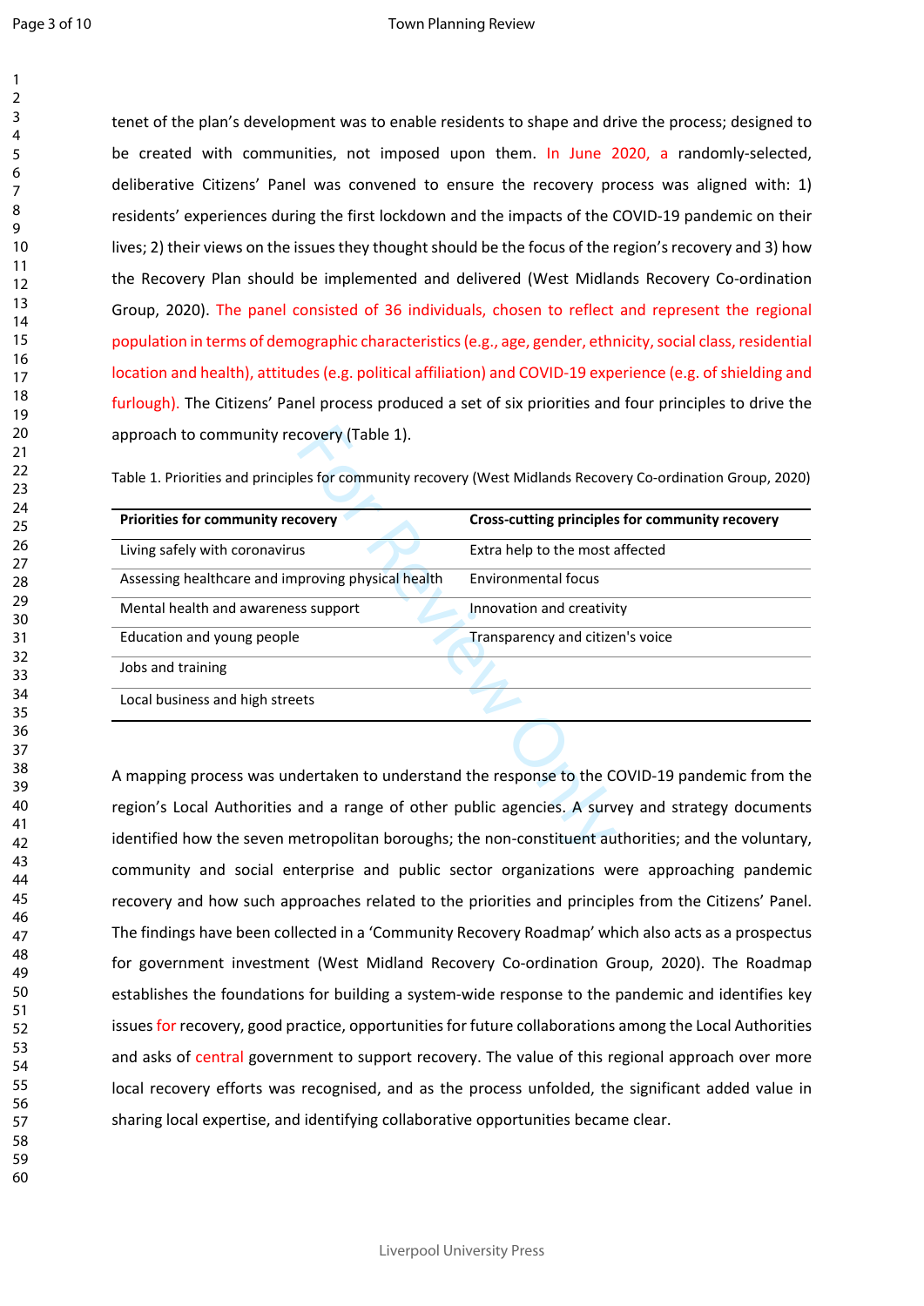tenet of the plan's development was to enable residents to shape and drive the process; designed to be created with communities, not imposed upon them. In June 2020, a randomly-selected, deliberative Citizens' Panel was convened to ensure the recovery process was aligned with: 1) residents' experiences during the first lockdown and the impacts of the COVID-19 pandemic on their lives; 2) their views on the issues they thought should be the focus of the region's recovery and 3) how the Recovery Plan should be implemented and delivered (West Midlands Recovery Co-ordination Group, 2020). The panel consisted of 36 individuals, chosen to reflect and represent the regional population in terms of demographic characteristics (e.g., age, gender, ethnicity, social class, residential location and health), attitudes (e.g. political affiliation) and COVID-19 experience (e.g. of shielding and furlough). The Citizens' Panel process produced a set of six priorities and four principles to drive the approach to community recovery (Table 1).

Table 1. Priorities and principles for community recovery (West Midlands Recovery Co-ordination Group, 2020)

| **Priorities for community recovery** | **Cross-cutting principles for community recovery** |
|---|---|
| Living safely with coronavirus | Extra help to the most affected |
| Assessing healthcare and improving physical health | Environmental focus |
| Mental health and awareness support | Innovation and creativity |
| Education and young people | Transparency and citizen's voice |
| Jobs and training | |
| Local business and high streets | |

A mapping process was undertaken to understand the response to the COVID-19 pandemic from the region's Local Authorities and a range of other public agencies. A survey and strategy documents identified how the seven metropolitan boroughs; the non-constituent authorities; and the voluntary, community and social enterprise and public sector organizations were approaching pandemic recovery and how such approaches related to the priorities and principles from the Citizens' Panel. The findings have been collected in a 'Community Recovery Roadmap' which also acts as a prospectus for government investment (West Midland Recovery Co-ordination Group, 2020). The Roadmap establishes the foundations for building a system-wide response to the pandemic and identifies key issues for recovery, good practice, opportunities for future collaborations among the Local Authorities and asks of central government to support recovery. The value of this regional approach over more local recovery efforts was recognised, and as the process unfolded, the significant added value in sharing local expertise, and identifying collaborative opportunities became clear.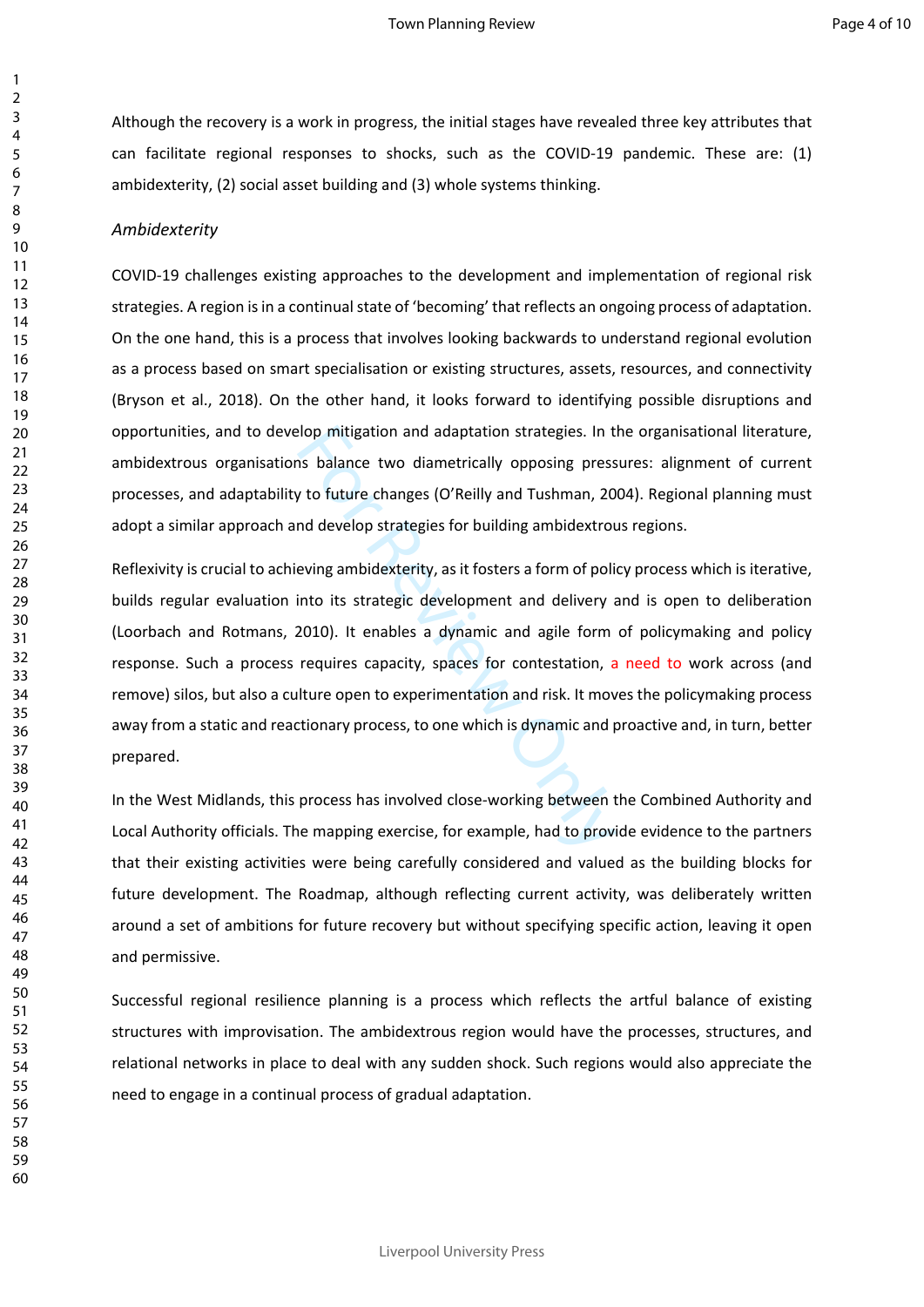Although the recovery is a work in progress, the initial stages have revealed three key attributes that can facilitate regional responses to shocks, such as the COVID-19 pandemic. These are: (1) ambidexterity, (2) social asset building and (3) whole systems thinking.

*Ambidexterity*

COVID-19 challenges existing approaches to the development and implementation of regional risk strategies. A region is in a continual state of 'becoming' that reflects an ongoing process of adaptation. On the one hand, this is a process that involves looking backwards to understand regional evolution as a process based on smart specialisation or existing structures, assets, resources, and connectivity (Bryson et al., 2018). On the other hand, it looks forward to identifying possible disruptions and opportunities, and to develop mitigation and adaptation strategies. In the organisational literature, ambidextrous organisations balance two diametrically opposing pressures: alignment of current processes, and adaptability to future changes (O'Reilly and Tushman, 2004). Regional planning must adopt a similar approach and develop strategies for building ambidextrous regions.

Reflexivity is crucial to achieving ambidexterity, as it fosters a form of policy process which is iterative, builds regular evaluation into its strategic development and delivery and is open to deliberation (Loorbach and Rotmans, 2010). It enables a dynamic and agile form of policymaking and policy response. Such a process requires capacity, spaces for contestation, a need to work across (and remove) silos, but also a culture open to experimentation and risk. It moves the policymaking process away from a static and reactionary process, to one which is dynamic and proactive and, in turn, better prepared.

In the West Midlands, this process has involved close-working between the Combined Authority and Local Authority officials. The mapping exercise, for example, had to provide evidence to the partners that their existing activities were being carefully considered and valued as the building blocks for future development. The Roadmap, although reflecting current activity, was deliberately written around a set of ambitions for future recovery but without specifying specific action, leaving it open and permissive.

Successful regional resilience planning is a process which reflects the artful balance of existing structures with improvisation. The ambidextrous region would have the processes, structures, and relational networks in place to deal with any sudden shock. Such regions would also appreciate the need to engage in a continual process of gradual adaptation.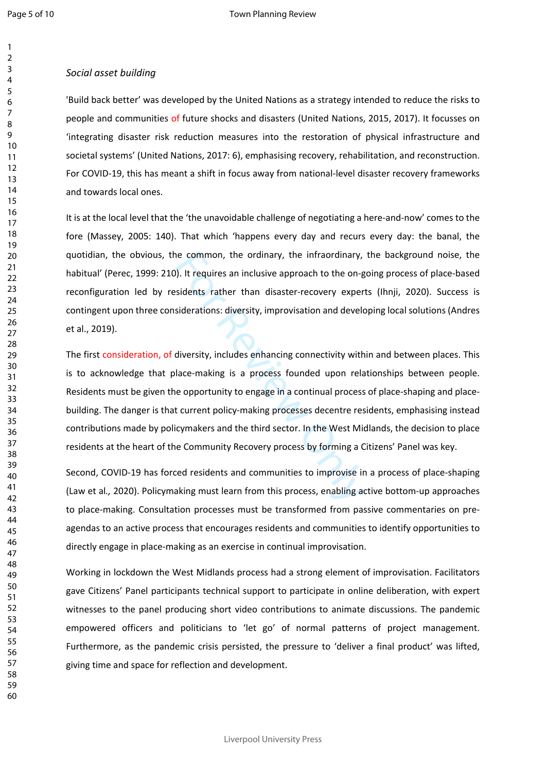*Social asset building*

'Build back better' was developed by the United Nations as a strategy intended to reduce the risks to people and communities of future shocks and disasters (United Nations, 2015, 2017). It focusses on 'integrating disaster risk reduction measures into the restoration of physical infrastructure and societal systems' (United Nations, 2017: 6), emphasising recovery, rehabilitation, and reconstruction. For COVID-19, this has meant a shift in focus away from national-level disaster recovery frameworks and towards local ones.

It is at the local level that the 'the unavoidable challenge of negotiating a here-and-now' comes to the fore (Massey, 2005: 140). That which 'happens every day and recurs every day: the banal, the quotidian, the obvious, the common, the ordinary, the infraordinary, the background noise, the habitual' (Perec, 1999: 210). It requires an inclusive approach to the on-going process of place-based reconfiguration led by residents rather than disaster-recovery experts (Ihnji, 2020). Success is contingent upon three considerations: diversity, improvisation and developing local solutions (Andres et al., 2019).

The first consideration, of diversity, includes enhancing connectivity within and between places. This is to acknowledge that place-making is a process founded upon relationships between people. Residents must be given the opportunity to engage in a continual process of place-shaping and place-building. The danger is that current policy-making processes decentre residents, emphasising instead contributions made by policymakers and the third sector. In the West Midlands, the decision to place residents at the heart of the Community Recovery process by forming a Citizens' Panel was key.

Second, COVID-19 has forced residents and communities to improvise in a process of place-shaping (Law et al*.,* 2020). Policymaking must learn from this process, enabling active bottom-up approaches to place-making. Consultation processes must be transformed from passive commentaries on pre-agendas to an active process that encourages residents and communities to identify opportunities to directly engage in place-making as an exercise in continual improvisation.

Working in lockdown the West Midlands process had a strong element of improvisation. Facilitators gave Citizens' Panel participants technical support to participate in online deliberation, with expert witnesses to the panel producing short video contributions to animate discussions. The pandemic empowered officers and politicians to 'let go' of normal patterns of project management. Furthermore, as the pandemic crisis persisted, the pressure to 'deliver a final product' was lifted, giving time and space for reflection and development.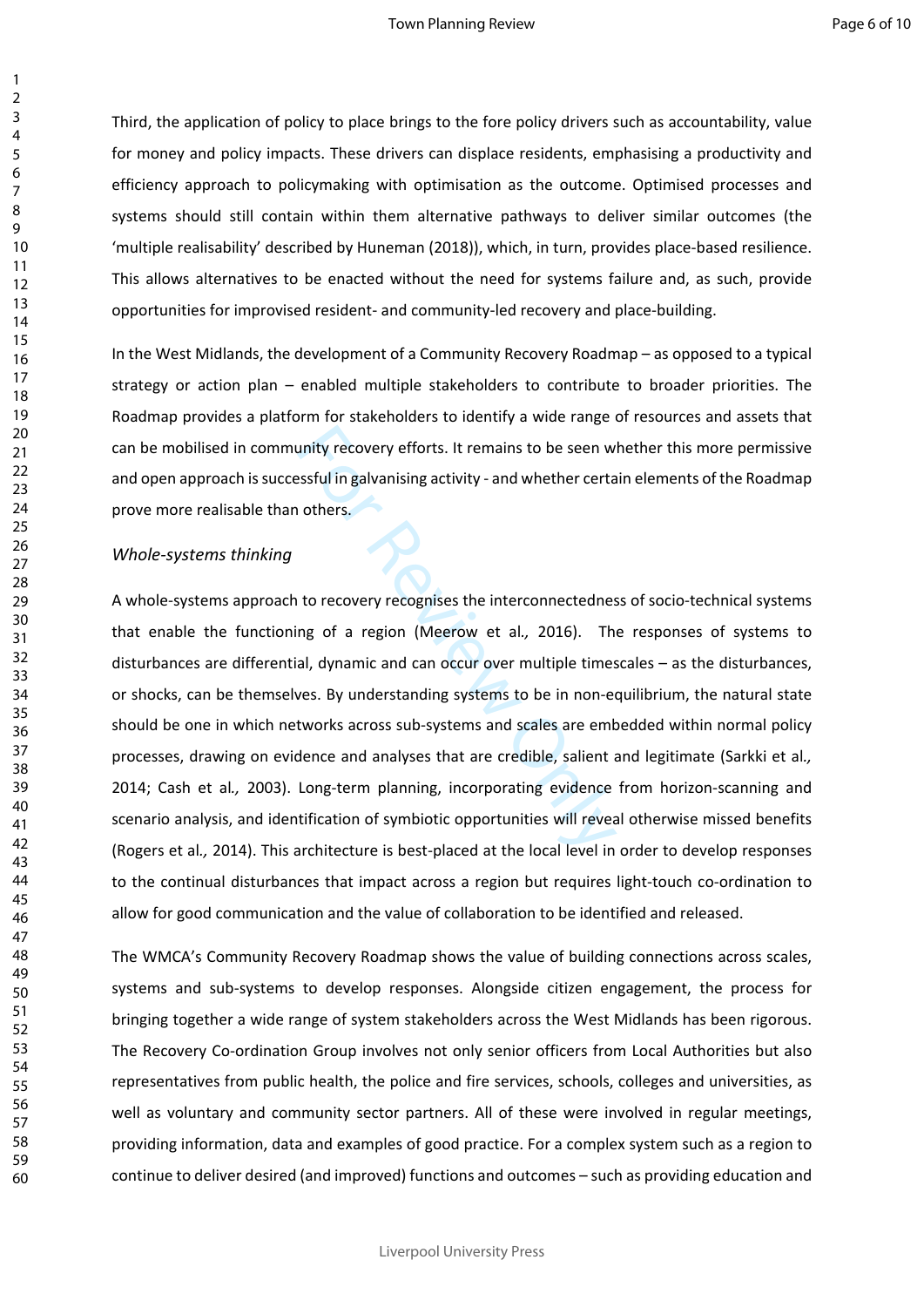Third, the application of policy to place brings to the fore policy drivers such as accountability, value for money and policy impacts. These drivers can displace residents, emphasising a productivity and efficiency approach to policymaking with optimisation as the outcome. Optimised processes and systems should still contain within them alternative pathways to deliver similar outcomes (the 'multiple realisability' described by Huneman (2018)), which, in turn, provides place-based resilience. This allows alternatives to be enacted without the need for systems failure and, as such, provide opportunities for improvised resident- and community-led recovery and place-building.

In the West Midlands, the development of a Community Recovery Roadmap – as opposed to a typical strategy or action plan – enabled multiple stakeholders to contribute to broader priorities. The Roadmap provides a platform for stakeholders to identify a wide range of resources and assets that can be mobilised in community recovery efforts. It remains to be seen whether this more permissive and open approach is successful in galvanising activity - and whether certain elements of the Roadmap prove more realisable than others.

*Whole-systems thinking*

A whole-systems approach to recovery recognises the interconnectedness of socio-technical systems that enable the functioning of a region (Meerow et al*.,* 2016). The responses of systems to disturbances are differential, dynamic and can occur over multiple timescales – as the disturbances, or shocks, can be themselves. By understanding systems to be in non-equilibrium, the natural state should be one in which networks across sub-systems and scales are embedded within normal policy processes, drawing on evidence and analyses that are credible, salient and legitimate (Sarkki et al*.,* 2014; Cash et al*.,* 2003). Long-term planning, incorporating evidence from horizon-scanning and scenario analysis, and identification of symbiotic opportunities will reveal otherwise missed benefits (Rogers et al*.,* 2014). This architecture is best-placed at the local level in order to develop responses to the continual disturbances that impact across a region but requires light-touch co-ordination to allow for good communication and the value of collaboration to be identified and released.

The WMCA's Community Recovery Roadmap shows the value of building connections across scales, systems and sub-systems to develop responses. Alongside citizen engagement, the process for bringing together a wide range of system stakeholders across the West Midlands has been rigorous. The Recovery Co-ordination Group involves not only senior officers from Local Authorities but also representatives from public health, the police and fire services, schools, colleges and universities, as well as voluntary and community sector partners. All of these were involved in regular meetings, providing information, data and examples of good practice. For a complex system such as a region to continue to deliver desired (and improved) functions and outcomes – such as providing education and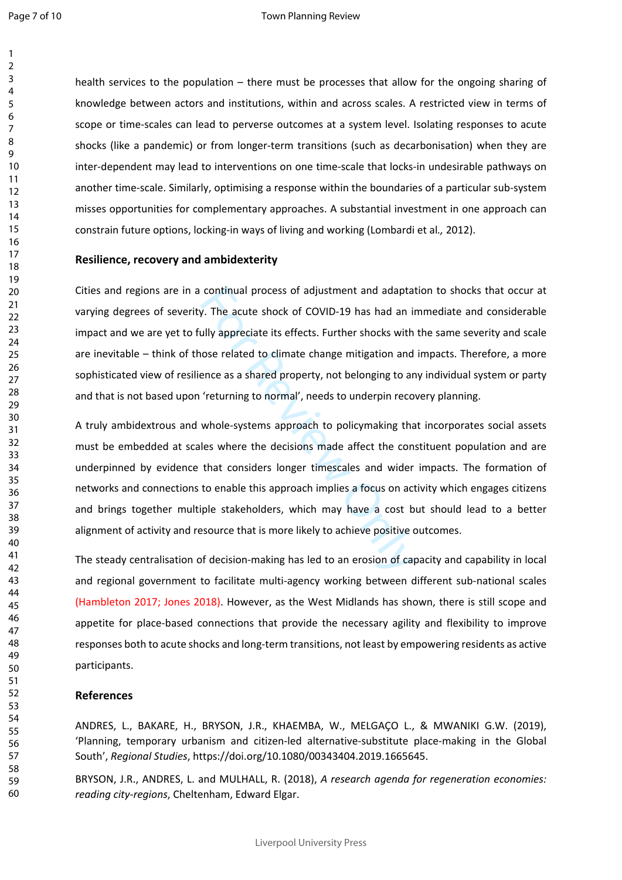health services to the population – there must be processes that allow for the ongoing sharing of knowledge between actors and institutions, within and across scales. A restricted view in terms of scope or time-scales can lead to perverse outcomes at a system level. Isolating responses to acute shocks (like a pandemic) or from longer-term transitions (such as decarbonisation) when they are inter-dependent may lead to interventions on one time-scale that locks-in undesirable pathways on another time-scale. Similarly, optimising a response within the boundaries of a particular sub-system misses opportunities for complementary approaches. A substantial investment in one approach can constrain future options, locking-in ways of living and working (Lombardi et al*.,* 2012).

## Resilience, recovery and ambidexterity

Cities and regions are in a continual process of adjustment and adaptation to shocks that occur at varying degrees of severity. The acute shock of COVID-19 has had an immediate and considerable impact and we are yet to fully appreciate its effects. Further shocks with the same severity and scale are inevitable – think of those related to climate change mitigation and impacts. Therefore, a more sophisticated view of resilience as a shared property, not belonging to any individual system or party and that is not based upon 'returning to normal', needs to underpin recovery planning.

A truly ambidextrous and whole-systems approach to policymaking that incorporates social assets must be embedded at scales where the decisions made affect the constituent population and are underpinned by evidence that considers longer timescales and wider impacts. The formation of networks and connections to enable this approach implies a focus on activity which engages citizens and brings together multiple stakeholders, which may have a cost but should lead to a better alignment of activity and resource that is more likely to achieve positive outcomes.

The steady centralisation of decision-making has led to an erosion of capacity and capability in local and regional government to facilitate multi-agency working between different sub-national scales (Hambleton 2017; Jones 2018). However, as the West Midlands has shown, there is still scope and appetite for place-based connections that provide the necessary agility and flexibility to improve responses both to acute shocks and long-term transitions, not least by empowering residents as active participants.

## References

ANDRES, L., BAKARE, H., BRYSON, J.R., KHAEMBA, W., MELGAÇO L., & MWANIKI G.W. (2019), 'Planning, temporary urbanism and citizen-led alternative-substitute place-making in the Global South', *Regional Studies*, https://doi.org/10.1080/00343404.2019.1665645.

BRYSON, J.R., ANDRES, L. and MULHALL, R. (2018), *A research agenda for regeneration economies: reading city-regions*, Cheltenham, Edward Elgar.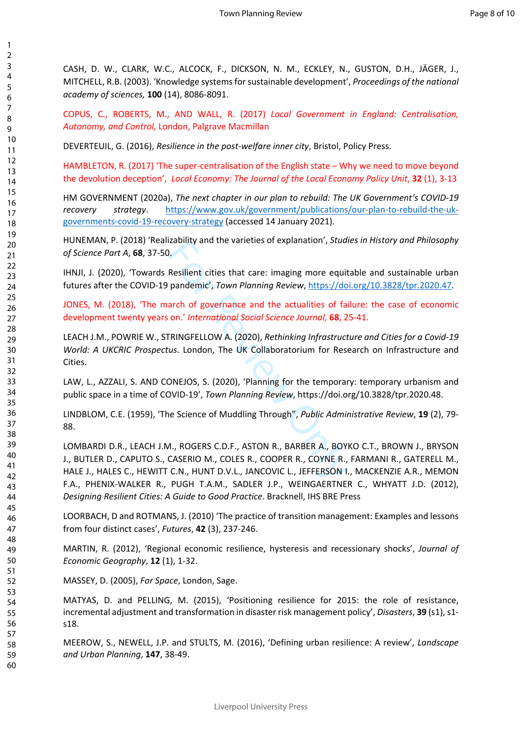CASH, D. W., CLARK, W.C., ALCOCK, F., DICKSON, N. M., ECKLEY, N., GUSTON, D.H., JÄGER, J., MITCHELL, R.B. (2003). 'Knowledge systems for sustainable development', *Proceedings of the national academy of sciences,* **100** (14), 8086-8091.

COPUS, C., ROBERTS, M., AND WALL, R. (2017) *Local Government in England: Centralisation, Autonomy, and Control,* London, Palgrave Macmillan

DEVERTEUIL, G. (2016), *Resilience in the post-welfare inner city*, Bristol, Policy Press.

HAMBLETON, R. (2017) 'The super-centralisation of the English state – Why we need to move beyond the devolution deception', *Local Economy: The Journal of the Local Economy Policy Unit*, **32** (1), 3-13

HM GOVERNMENT (2020a), *The next chapter in our plan to rebuild: The UK Government's COVID-19 recovery strategy*. https://www.gov.uk/government/publications/our-plan-to-rebuild-the-uk-governments-covid-19-recovery-strategy (accessed 14 January 2021).

HUNEMAN, P. (2018) 'Realizability and the varieties of explanation', *Studies in History and Philosophy of Science Part A*, **68**, 37-50.

IHNJI, J. (2020), 'Towards Resilient cities that care: imaging more equitable and sustainable urban futures after the COVID-19 pandemic', *Town Planning Review*, https://doi.org/10.3828/tpr.2020.47.

JONES, M. (2018), 'The march of governance and the actualities of failure: the case of economic development twenty years on.' *International Social Science Journal,* **68**, 25-41.

LEACH J.M., POWRIE W., STRINGFELLOW A. (2020), *Rethinking Infrastructure and Cities for a Covid-19 World: A UKCRIC Prospectus*. London, The UK Collaboratorium for Research on Infrastructure and Cities.

LAW, L., AZZALI, S. AND CONEJOS, S. (2020), 'Planning for the temporary: temporary urbanism and public space in a time of COVID-19', *Town Planning Review*, https://doi.org/10.3828/tpr.2020.48.

LINDBLOM, C.E. (1959), 'The Science of Muddling Through", *Public Administrative Review*, **19** (2), 79-88.

LOMBARDI D.R., LEACH J.M., ROGERS C.D.F., ASTON R., BARBER A., BOYKO C.T., BROWN J., BRYSON J., BUTLER D., CAPUTO S., CASERIO M., COLES R., COOPER R., COYNE R., FARMANI R., GATERELL M., HALE J., HALES C., HEWITT C.N., HUNT D.V.L., JANCOVIC L., JEFFERSON I., MACKENZIE A.R., MEMON F.A., PHENIX-WALKER R., PUGH T.A.M., SADLER J.P., WEINGAERTNER C., WHYATT J.D. (2012), *Designing Resilient Cities: A Guide to Good Practice*. Bracknell, IHS BRE Press

LOORBACH, D and ROTMANS, J. (2010) 'The practice of transition management: Examples and lessons from four distinct cases', *Futures*, **42** (3), 237-246.

MARTIN, R. (2012), 'Regional economic resilience, hysteresis and recessionary shocks', *Journal of Economic Geography*, **12** (1), 1-32.

MASSEY, D. (2005), *For Space*, London, Sage.

MATYAS, D. and PELLING, M. (2015), 'Positioning resilience for 2015: the role of resistance, incremental adjustment and transformation in disaster risk management policy', *Disasters*, **39** (s1), s1-s18.

MEEROW, S., NEWELL, J.P. and STULTS, M. (2016), 'Defining urban resilience: A review', *Landscape and Urban Planning*, **147**, 38-49.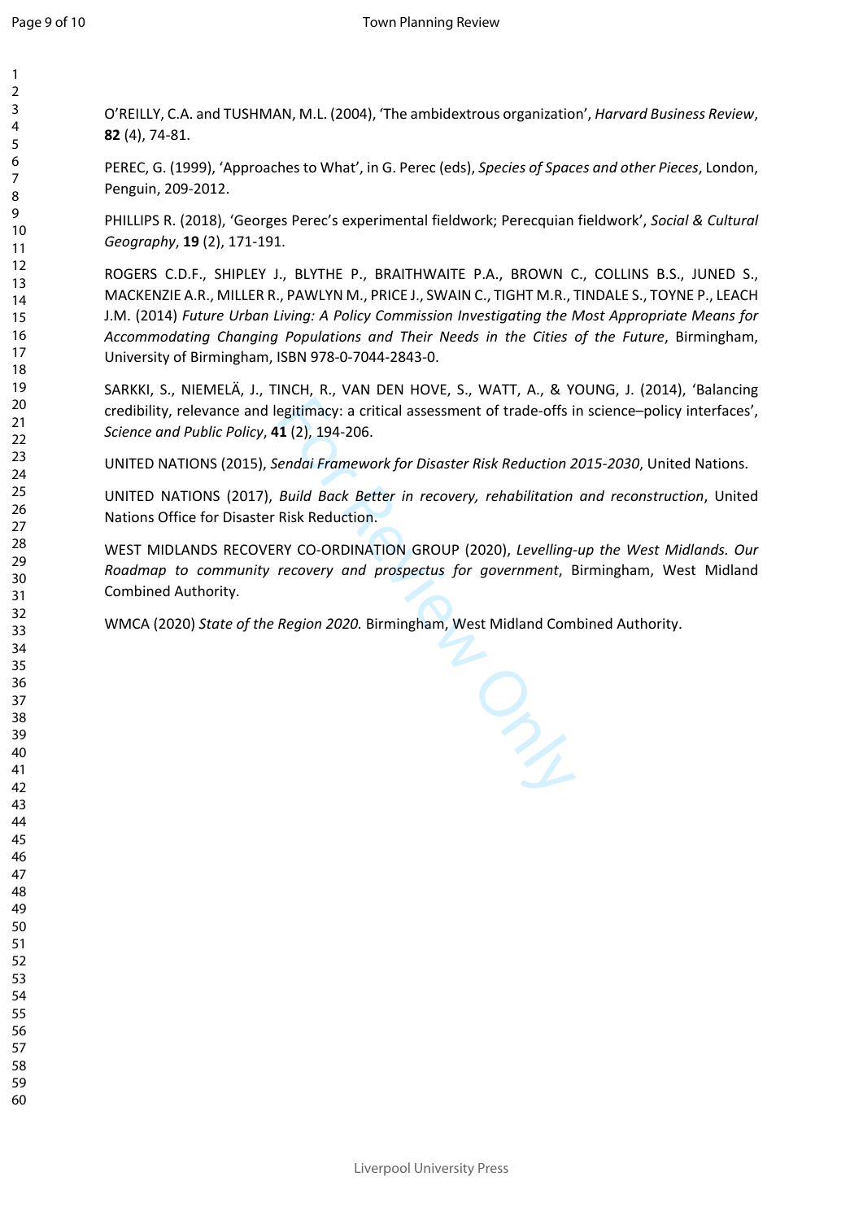O'REILLY, C.A. and TUSHMAN, M.L. (2004), 'The ambidextrous organization', *Harvard Business Review*, **82** (4), 74-81.

PEREC, G. (1999), 'Approaches to What', in G. Perec (eds), *Species of Spaces and other Pieces*, London, Penguin, 209-2012.

PHILLIPS R. (2018), 'Georges Perec's experimental fieldwork; Perecquian fieldwork', *Social & Cultural Geography*, **19** (2), 171-191.

ROGERS C.D.F., SHIPLEY J., BLYTHE P., BRAITHWAITE P.A., BROWN C., COLLINS B.S., JUNED S., MACKENZIE A.R., MILLER R., PAWLYN M., PRICE J., SWAIN C., TIGHT M.R., TINDALE S., TOYNE P., LEACH J.M. (2014) *Future Urban Living: A Policy Commission Investigating the Most Appropriate Means for Accommodating Changing Populations and Their Needs in the Cities of the Future*, Birmingham, University of Birmingham, ISBN 978-0-7044-2843-0.

SARKKI, S., NIEMELÄ, J., TINCH, R., VAN DEN HOVE, S., WATT, A., & YOUNG, J. (2014), 'Balancing credibility, relevance and legitimacy: a critical assessment of trade-offs in science–policy interfaces', *Science and Public Policy*, **41** (2), 194-206.

UNITED NATIONS (2015), *Sendai Framework for Disaster Risk Reduction 2015-2030*, United Nations.

UNITED NATIONS (2017), *Build Back Better in recovery, rehabilitation and reconstruction*, United Nations Office for Disaster Risk Reduction.

WEST MIDLANDS RECOVERY CO-ORDINATION GROUP (2020), *Levelling-up the West Midlands. Our Roadmap to community recovery and prospectus for government*, Birmingham, West Midland Combined Authority.

WMCA (2020) *State of the Region 2020.* Birmingham, West Midland Combined Authority.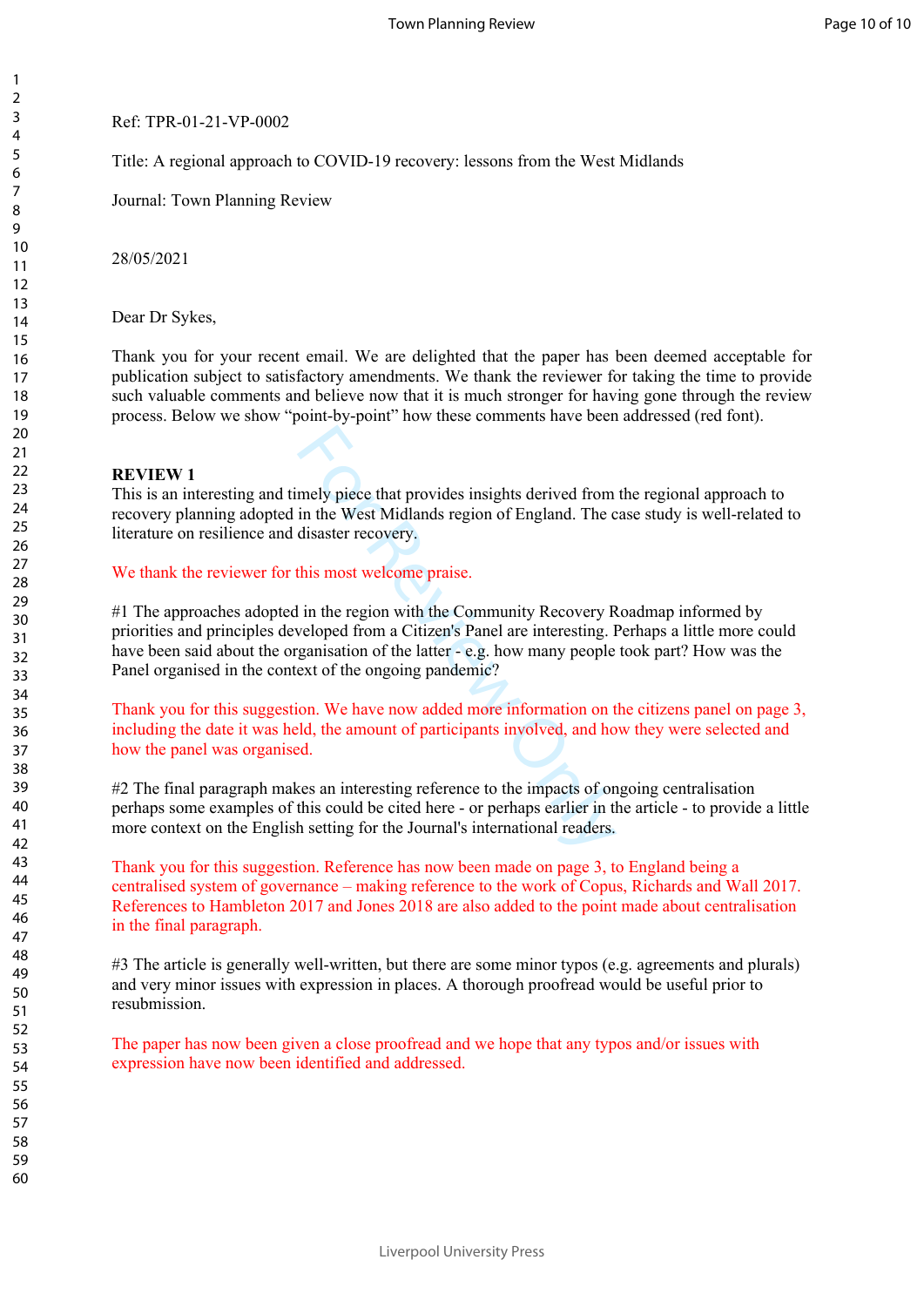Ref: TPR-01-21-VP-0002

Title: A regional approach to COVID-19 recovery: lessons from the West Midlands

Journal: Town Planning Review

28/05/2021

Dear Dr Sykes,

Thank you for your recent email. We are delighted that the paper has been deemed acceptable for publication subject to satisfactory amendments. We thank the reviewer for taking the time to provide such valuable comments and believe now that it is much stronger for having gone through the review process. Below we show "point-by-point" how these comments have been addressed (red font).

**REVIEW 1**

This is an interesting and timely piece that provides insights derived from the regional approach to recovery planning adopted in the West Midlands region of England. The case study is well-related to literature on resilience and disaster recovery.

We thank the reviewer for this most welcome praise.

#1 The approaches adopted in the region with the Community Recovery Roadmap informed by priorities and principles developed from a Citizen's Panel are interesting. Perhaps a little more could have been said about the organisation of the latter - e.g. how many people took part? How was the Panel organised in the context of the ongoing pandemic?

Thank you for this suggestion. We have now added more information on the citizens panel on page 3, including the date it was held, the amount of participants involved, and how they were selected and how the panel was organised.

#2 The final paragraph makes an interesting reference to the impacts of ongoing centralisation perhaps some examples of this could be cited here - or perhaps earlier in the article - to provide a little more context on the English setting for the Journal's international readers.

Thank you for this suggestion. Reference has now been made on page 3, to England being a centralised system of governance – making reference to the work of Copus, Richards and Wall 2017. References to Hambleton 2017 and Jones 2018 are also added to the point made about centralisation in the final paragraph.

#3 The article is generally well-written, but there are some minor typos (e.g. agreements and plurals) and very minor issues with expression in places. A thorough proofread would be useful prior to resubmission.

The paper has now been given a close proofread and we hope that any typos and/or issues with expression have now been identified and addressed.